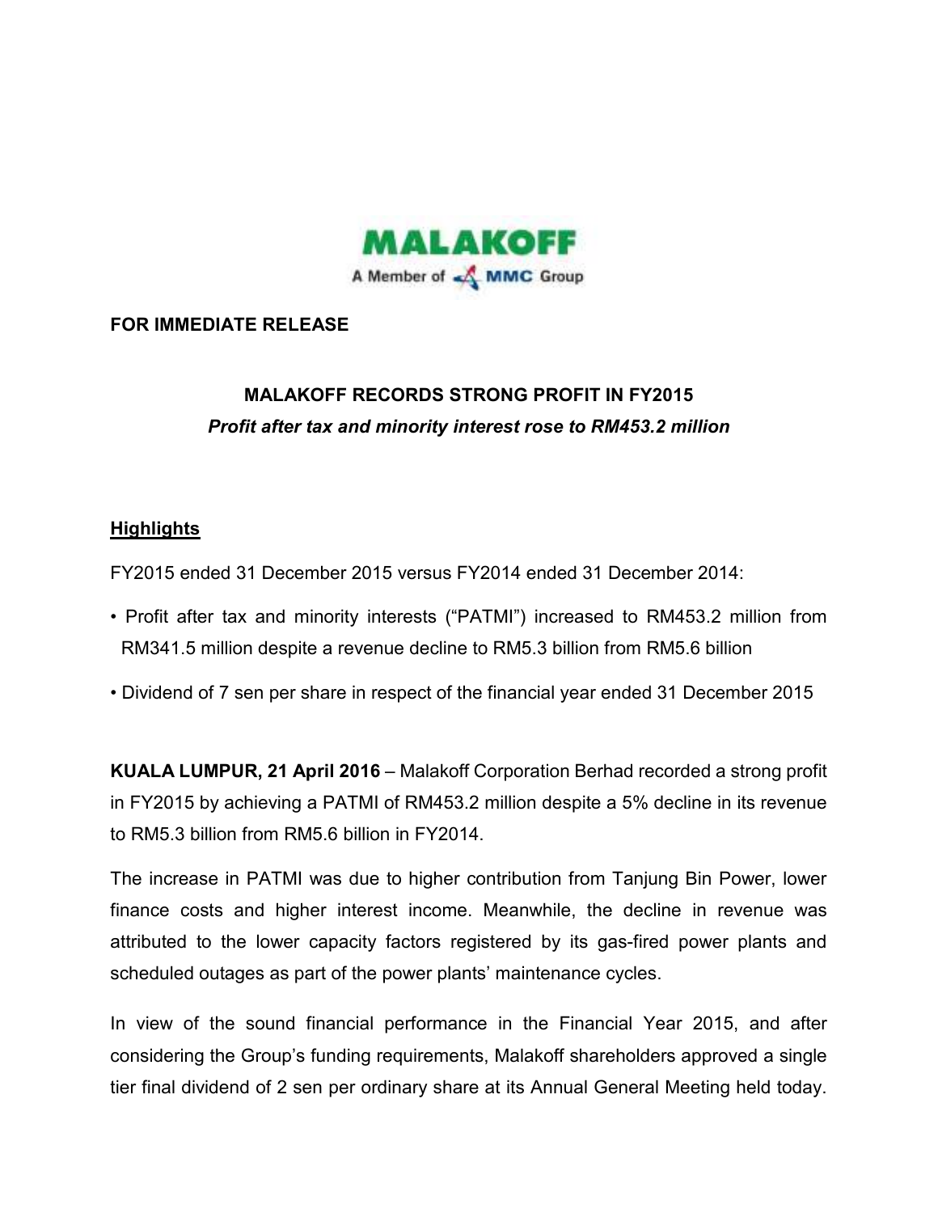MALAKOFF
A Member of MMC Group

**FOR IMMEDIATE RELEASE**

# MALAKOFF RECORDS STRONG PROFIT IN FY2015

***Profit after tax and minority interest rose to RM453.2 million***

## Highlights

FY2015 ended 31 December 2015 versus FY2014 ended 31 December 2014:

- Profit after tax and minority interests ("PATMI") increased to RM453.2 million from RM341.5 million despite a revenue decline to RM5.3 billion from RM5.6 billion
- Dividend of 7 sen per share in respect of the financial year ended 31 December 2015

**KUALA LUMPUR, 21 April 2016** – Malakoff Corporation Berhad recorded a strong profit in FY2015 by achieving a PATMI of RM453.2 million despite a 5% decline in its revenue to RM5.3 billion from RM5.6 billion in FY2014.

The increase in PATMI was due to higher contribution from Tanjung Bin Power, lower finance costs and higher interest income. Meanwhile, the decline in revenue was attributed to the lower capacity factors registered by its gas-fired power plants and scheduled outages as part of the power plants' maintenance cycles.

In view of the sound financial performance in the Financial Year 2015, and after considering the Group's funding requirements, Malakoff shareholders approved a single tier final dividend of 2 sen per ordinary share at its Annual General Meeting held today.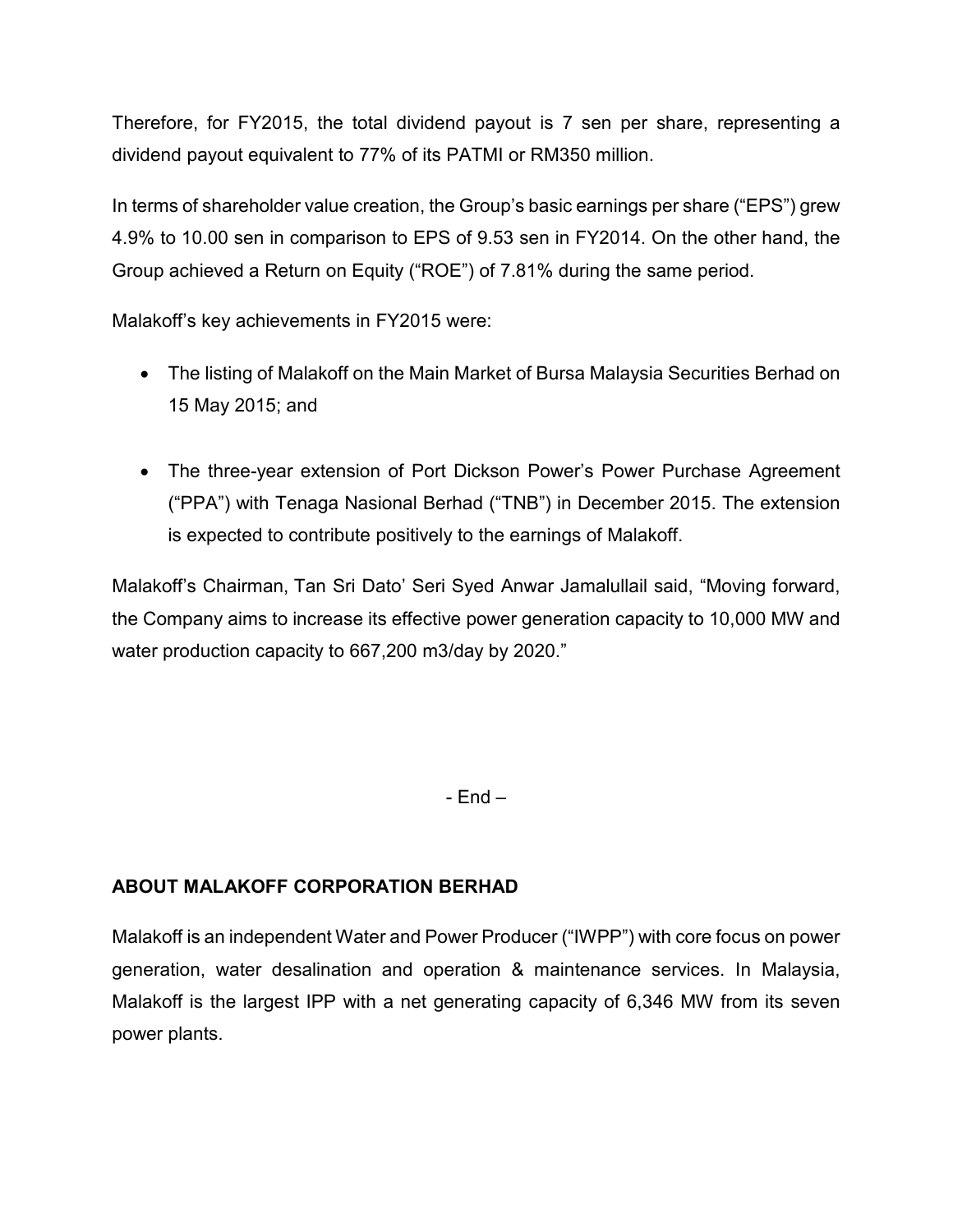Therefore, for FY2015, the total dividend payout is 7 sen per share, representing a dividend payout equivalent to 77% of its PATMI or RM350 million.

In terms of shareholder value creation, the Group's basic earnings per share ("EPS") grew 4.9% to 10.00 sen in comparison to EPS of 9.53 sen in FY2014. On the other hand, the Group achieved a Return on Equity ("ROE") of 7.81% during the same period.

Malakoff's key achievements in FY2015 were:

- The listing of Malakoff on the Main Market of Bursa Malaysia Securities Berhad on 15 May 2015; and
- The three-year extension of Port Dickson Power's Power Purchase Agreement ("PPA") with Tenaga Nasional Berhad ("TNB") in December 2015. The extension is expected to contribute positively to the earnings of Malakoff.

Malakoff's Chairman, Tan Sri Dato' Seri Syed Anwar Jamalullail said, "Moving forward, the Company aims to increase its effective power generation capacity to 10,000 MW and water production capacity to 667,200 m3/day by 2020."

- End –

**ABOUT MALAKOFF CORPORATION BERHAD**

Malakoff is an independent Water and Power Producer ("IWPP") with core focus on power generation, water desalination and operation & maintenance services. In Malaysia, Malakoff is the largest IPP with a net generating capacity of 6,346 MW from its seven power plants.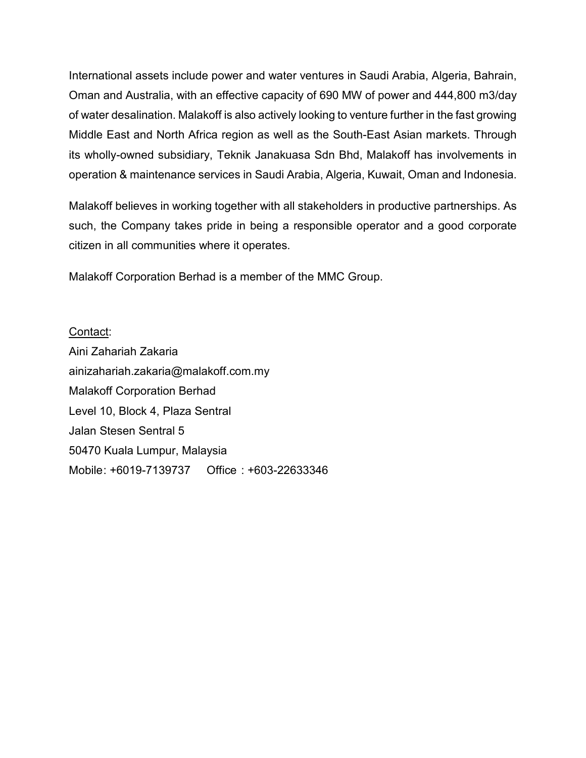International assets include power and water ventures in Saudi Arabia, Algeria, Bahrain, Oman and Australia, with an effective capacity of 690 MW of power and 444,800 m3/day of water desalination. Malakoff is also actively looking to venture further in the fast growing Middle East and North Africa region as well as the South-East Asian markets. Through its wholly-owned subsidiary, Teknik Janakuasa Sdn Bhd, Malakoff has involvements in operation & maintenance services in Saudi Arabia, Algeria, Kuwait, Oman and Indonesia.

Malakoff believes in working together with all stakeholders in productive partnerships. As such, the Company takes pride in being a responsible operator and a good corporate citizen in all communities where it operates.

Malakoff Corporation Berhad is a member of the MMC Group.

<u>Contact</u>:
Aini Zahariah Zakaria
ainizahariah.zakaria@malakoff.com.my
Malakoff Corporation Berhad
Level 10, Block 4, Plaza Sentral
Jalan Stesen Sentral 5
50470 Kuala Lumpur, Malaysia
Mobile: +6019-7139737 Office : +603-22633346